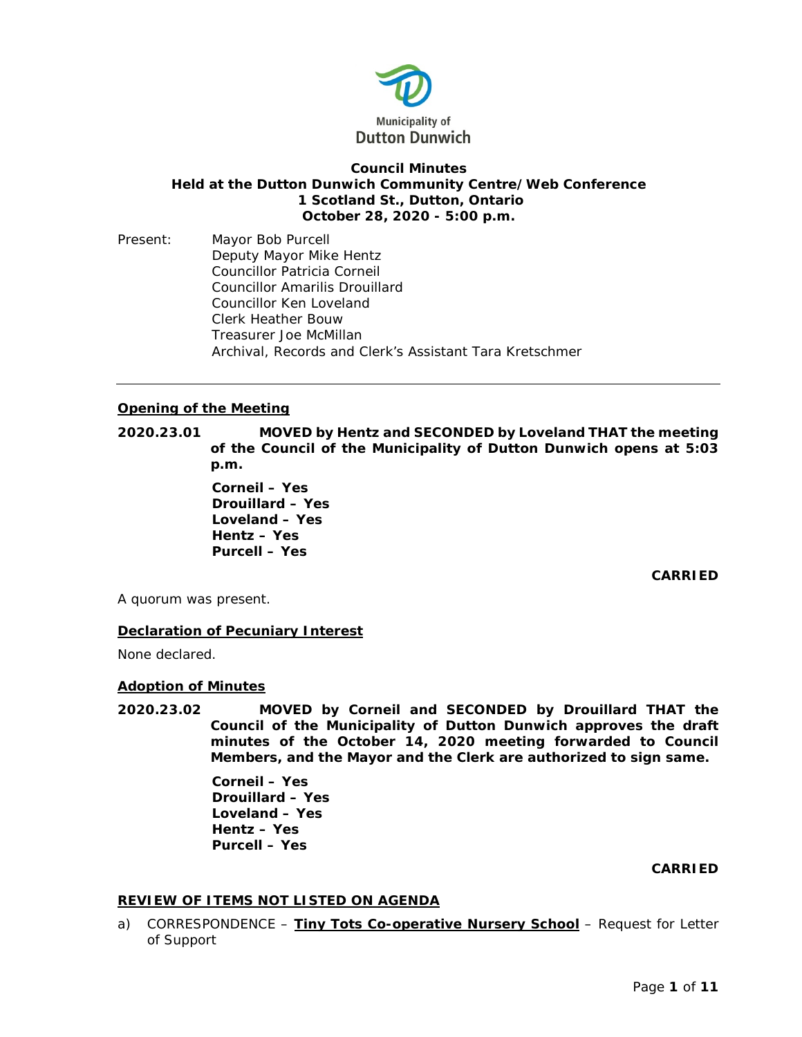Municipality of
Dutton Dunwich

**Council Minutes**
**Held at the Dutton Dunwich Community Centre/Web Conference**
**1 Scotland St., Dutton, Ontario**
**October 28, 2020 - 5:00 p.m.**

Present: Mayor Bob Purcell
Deputy Mayor Mike Hentz
Councillor Patricia Corneil
Councillor Amarilis Drouillard
Councillor Ken Loveland
Clerk Heather Bouw
Treasurer Joe McMillan
Archival, Records and Clerk's Assistant Tara Kretschmer

---

## Opening of the Meeting

**2020.23.01 MOVED by Hentz and SECONDED by Loveland THAT the meeting of the Council of the Municipality of Dutton Dunwich opens at 5:03 p.m.**

**Corneil – Yes**
**Drouillard – Yes**
**Loveland – Yes**
**Hentz – Yes**
**Purcell – Yes**

**CARRIED**

A quorum was present.

## Declaration of Pecuniary Interest

None declared.

## Adoption of Minutes

**2020.23.02 MOVED by Corneil and SECONDED by Drouillard THAT the Council of the Municipality of Dutton Dunwich approves the draft minutes of the October 14, 2020 meeting forwarded to Council Members, and the Mayor and the Clerk are authorized to sign same.**

**Corneil – Yes**
**Drouillard – Yes**
**Loveland – Yes**
**Hentz – Yes**
**Purcell – Yes**

**CARRIED**

## REVIEW OF ITEMS NOT LISTED ON AGENDA

a) CORRESPONDENCE – **Tiny Tots Co-operative Nursery School** – Request for Letter of Support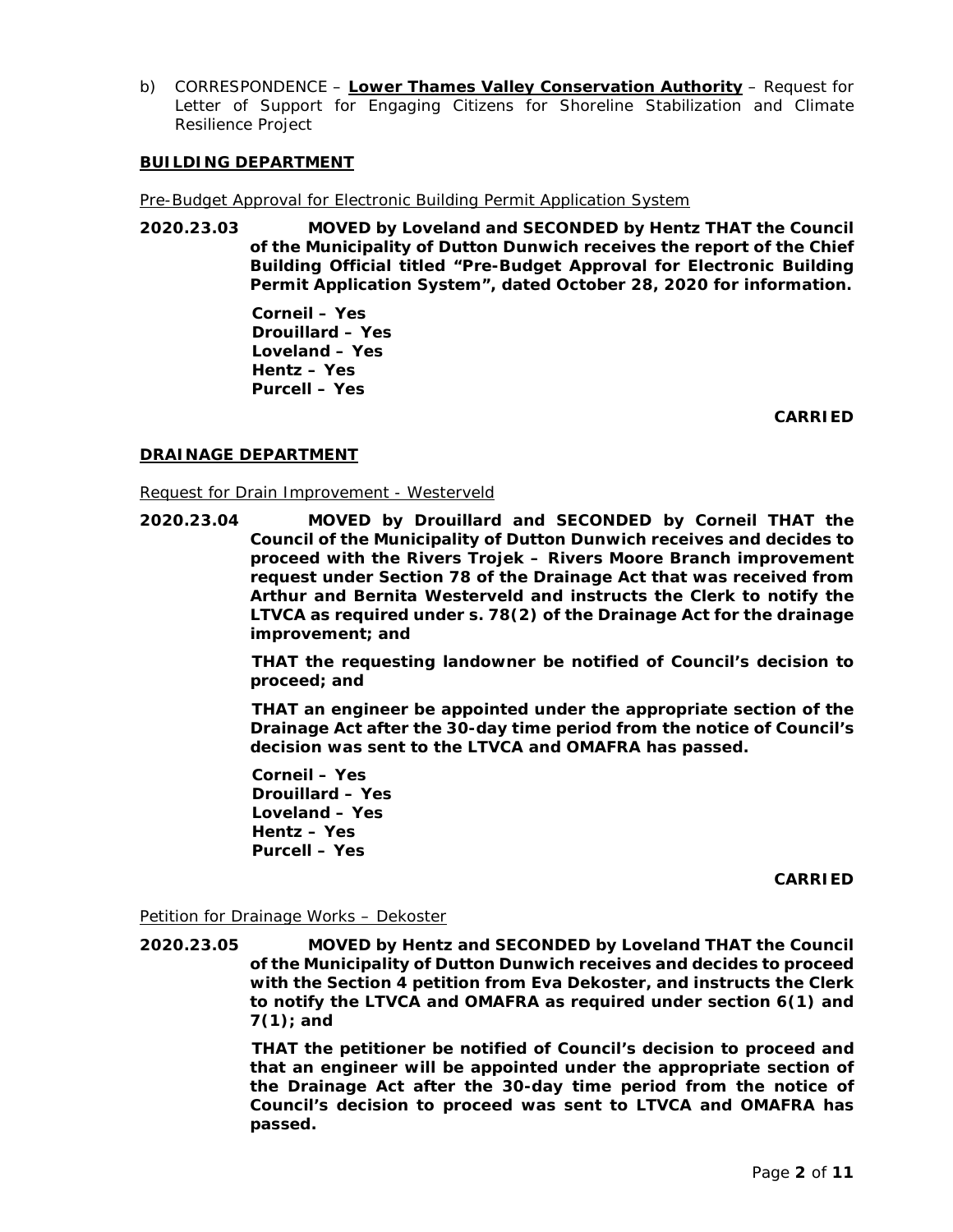b) CORRESPONDENCE – **Lower Thames Valley Conservation Authority** – Request for Letter of Support for Engaging Citizens for Shoreline Stabilization and Climate Resilience Project

## BUILDING DEPARTMENT

Pre-Budget Approval for Electronic Building Permit Application System

**2020.23.03 MOVED by Loveland and SECONDED by Hentz THAT the Council of the Municipality of Dutton Dunwich receives the report of the Chief Building Official titled "Pre-Budget Approval for Electronic Building Permit Application System", dated October 28, 2020 for information.**

**Corneil – Yes**
**Drouillard – Yes**
**Loveland – Yes**
**Hentz – Yes**
**Purcell – Yes**

**CARRIED**

## DRAINAGE DEPARTMENT

Request for Drain Improvement - Westerveld

**2020.23.04 MOVED by Drouillard and SECONDED by Corneil THAT the Council of the Municipality of Dutton Dunwich receives and decides to proceed with the Rivers Trojek – Rivers Moore Branch improvement request under Section 78 of the Drainage Act that was received from Arthur and Bernita Westerveld and instructs the Clerk to notify the LTVCA as required under s. 78(2) of the Drainage Act for the drainage improvement; and**

**THAT the requesting landowner be notified of Council's decision to proceed; and**

**THAT an engineer be appointed under the appropriate section of the Drainage Act after the 30-day time period from the notice of Council's decision was sent to the LTVCA and OMAFRA has passed.**

**Corneil – Yes**
**Drouillard – Yes**
**Loveland – Yes**
**Hentz – Yes**
**Purcell – Yes**

**CARRIED**

Petition for Drainage Works – Dekoster

**2020.23.05 MOVED by Hentz and SECONDED by Loveland THAT the Council of the Municipality of Dutton Dunwich receives and decides to proceed with the Section 4 petition from Eva Dekoster, and instructs the Clerk to notify the LTVCA and OMAFRA as required under section 6(1) and 7(1); and**

**THAT the petitioner be notified of Council's decision to proceed and that an engineer will be appointed under the appropriate section of the Drainage Act after the 30-day time period from the notice of Council's decision to proceed was sent to LTVCA and OMAFRA has passed.**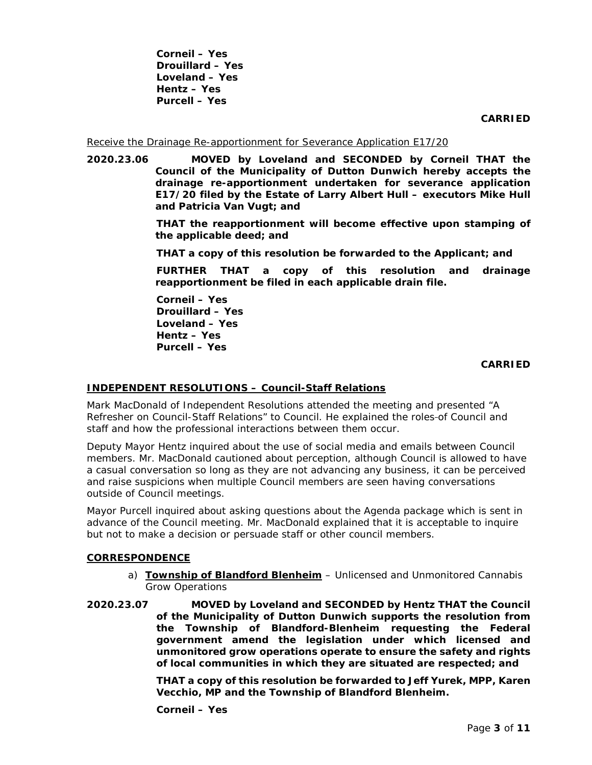**Corneil – Yes**
**Drouillard – Yes**
**Loveland – Yes**
**Hentz – Yes**
**Purcell – Yes**

**CARRIED**

Receive the Drainage Re-apportionment for Severance Application E17/20

**2020.23.06 MOVED by Loveland and SECONDED by Corneil THAT the Council of the Municipality of Dutton Dunwich hereby accepts the drainage re-apportionment undertaken for severance application E17/20 filed by the Estate of Larry Albert Hull – executors Mike Hull and Patricia Van Vugt; and**

**THAT the reapportionment will become effective upon stamping of the applicable deed; and**

**THAT a copy of this resolution be forwarded to the Applicant; and**

**FURTHER THAT a copy of this resolution and drainage reapportionment be filed in each applicable drain file.**

**Corneil – Yes**
**Drouillard – Yes**
**Loveland – Yes**
**Hentz – Yes**
**Purcell – Yes**

**CARRIED**

## INDEPENDENT RESOLUTIONS – Council-Staff Relations

Mark MacDonald of Independent Resolutions attended the meeting and presented "A Refresher on Council-Staff Relations" to Council. He explained the roles of Council and staff and how the professional interactions between them occur.

Deputy Mayor Hentz inquired about the use of social media and emails between Council members. Mr. MacDonald cautioned about perception, although Council is allowed to have a casual conversation so long as they are not advancing any business, it can be perceived and raise suspicions when multiple Council members are seen having conversations outside of Council meetings.

Mayor Purcell inquired about asking questions about the Agenda package which is sent in advance of the Council meeting. Mr. MacDonald explained that it is acceptable to inquire but not to make a decision or persuade staff or other council members.

## CORRESPONDENCE

a) **Township of Blandford Blenheim** – Unlicensed and Unmonitored Cannabis Grow Operations

**2020.23.07 MOVED by Loveland and SECONDED by Hentz THAT the Council of the Municipality of Dutton Dunwich supports the resolution from the Township of Blandford-Blenheim requesting the Federal government amend the legislation under which licensed and unmonitored grow operations operate to ensure the safety and rights of local communities in which they are situated are respected; and**

**THAT a copy of this resolution be forwarded to Jeff Yurek, MPP, Karen Vecchio, MP and the Township of Blandford Blenheim.**

**Corneil – Yes**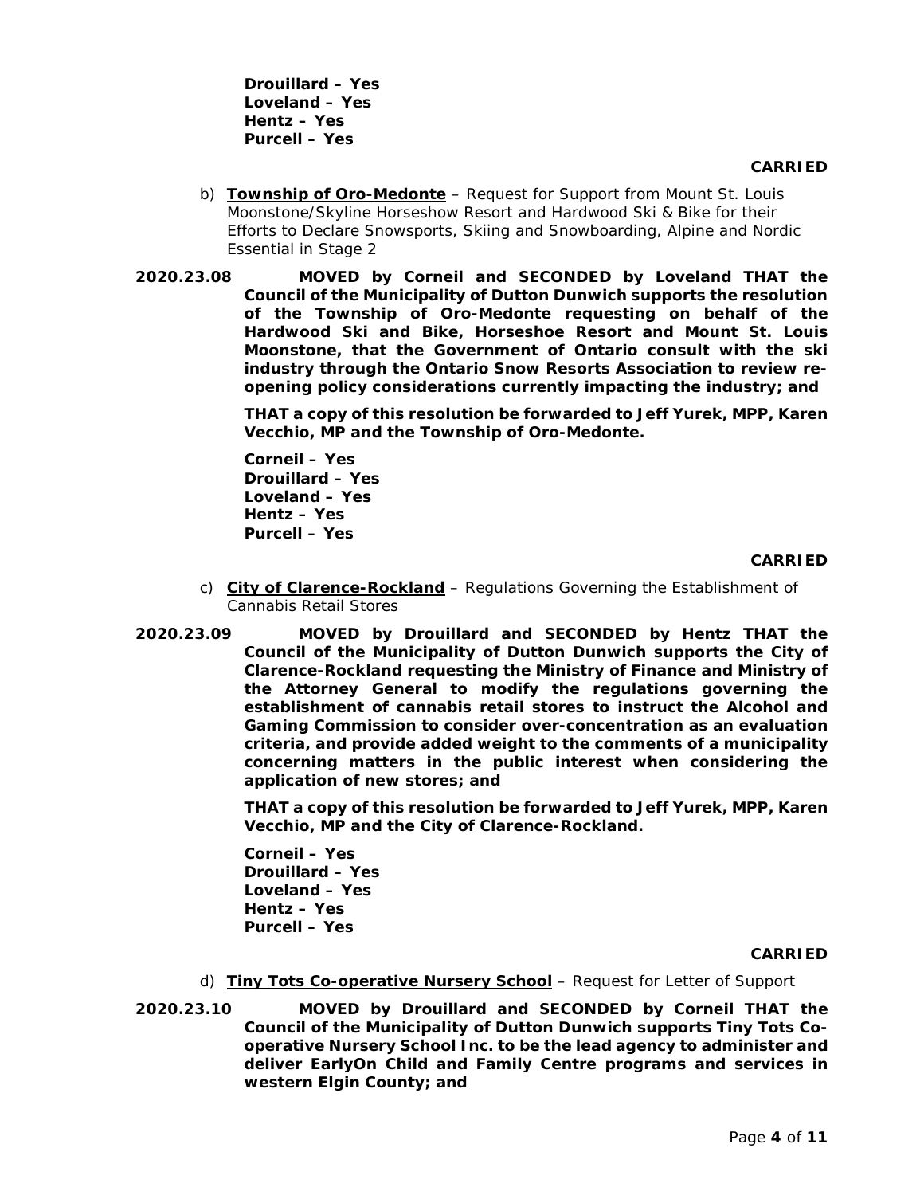**Drouillard – Yes**
**Loveland – Yes**
**Hentz – Yes**
**Purcell – Yes**

**CARRIED**

b) **Township of Oro-Medonte** – Request for Support from Mount St. Louis Moonstone/Skyline Horseshow Resort and Hardwood Ski & Bike for their Efforts to Declare Snowsports, Skiing and Snowboarding, Alpine and Nordic Essential in Stage 2

**2020.23.08** **MOVED by Corneil and SECONDED by Loveland THAT the Council of the Municipality of Dutton Dunwich supports the resolution of the Township of Oro-Medonte requesting on behalf of the Hardwood Ski and Bike, Horseshoe Resort and Mount St. Louis Moonstone, that the Government of Ontario consult with the ski industry through the Ontario Snow Resorts Association to review re-opening policy considerations currently impacting the industry; and**

**THAT a copy of this resolution be forwarded to Jeff Yurek, MPP, Karen Vecchio, MP and the Township of Oro-Medonte.**

**Corneil – Yes**
**Drouillard – Yes**
**Loveland – Yes**
**Hentz – Yes**
**Purcell – Yes**

**CARRIED**

c) **City of Clarence-Rockland** – Regulations Governing the Establishment of Cannabis Retail Stores

**2020.23.09** **MOVED by Drouillard and SECONDED by Hentz THAT the Council of the Municipality of Dutton Dunwich supports the City of Clarence-Rockland requesting the Ministry of Finance and Ministry of the Attorney General to modify the regulations governing the establishment of cannabis retail stores to instruct the Alcohol and Gaming Commission to consider over-concentration as an evaluation criteria, and provide added weight to the comments of a municipality concerning matters in the public interest when considering the application of new stores; and**

**THAT a copy of this resolution be forwarded to Jeff Yurek, MPP, Karen Vecchio, MP and the City of Clarence-Rockland.**

**Corneil – Yes**
**Drouillard – Yes**
**Loveland – Yes**
**Hentz – Yes**
**Purcell – Yes**

**CARRIED**

d) **Tiny Tots Co-operative Nursery School** – Request for Letter of Support

**2020.23.10** **MOVED by Drouillard and SECONDED by Corneil THAT the Council of the Municipality of Dutton Dunwich supports Tiny Tots Co-operative Nursery School Inc. to be the lead agency to administer and deliver EarlyOn Child and Family Centre programs and services in western Elgin County; and**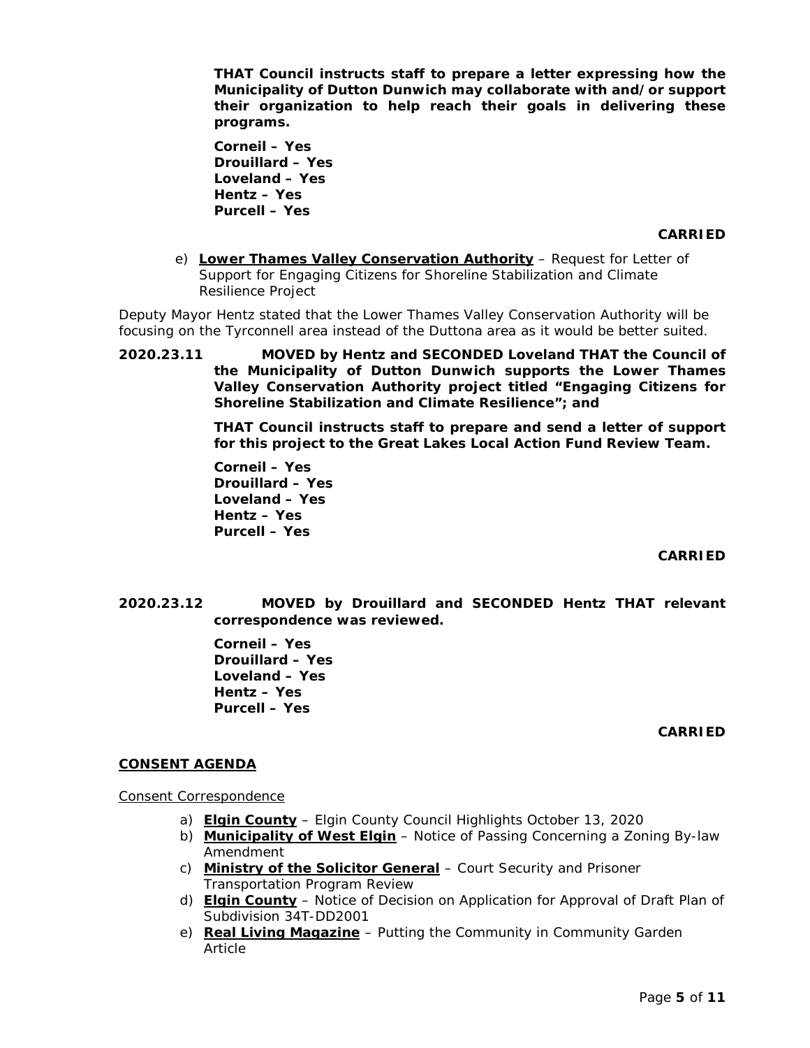**THAT Council instructs staff to prepare a letter expressing how the Municipality of Dutton Dunwich may collaborate with and/or support their organization to help reach their goals in delivering these programs.**

**Corneil – Yes**
**Drouillard – Yes**
**Loveland – Yes**
**Hentz – Yes**
**Purcell – Yes**

**CARRIED**

e) **Lower Thames Valley Conservation Authority** – Request for Letter of Support for Engaging Citizens for Shoreline Stabilization and Climate Resilience Project

Deputy Mayor Hentz stated that the Lower Thames Valley Conservation Authority will be focusing on the Tyrconnell area instead of the Duttona area as it would be better suited.

**2020.23.11 MOVED by Hentz and SECONDED Loveland THAT the Council of the Municipality of Dutton Dunwich supports the Lower Thames Valley Conservation Authority project titled "Engaging Citizens for Shoreline Stabilization and Climate Resilience"; and**

**THAT Council instructs staff to prepare and send a letter of support for this project to the Great Lakes Local Action Fund Review Team.**

**Corneil – Yes**
**Drouillard – Yes**
**Loveland – Yes**
**Hentz – Yes**
**Purcell – Yes**

**CARRIED**

**2020.23.12 MOVED by Drouillard and SECONDED Hentz THAT relevant correspondence was reviewed.**

**Corneil – Yes**
**Drouillard – Yes**
**Loveland – Yes**
**Hentz – Yes**
**Purcell – Yes**

**CARRIED**

## CONSENT AGENDA

Consent Correspondence

a) **Elgin County** – Elgin County Council Highlights October 13, 2020
b) **Municipality of West Elgin** – Notice of Passing Concerning a Zoning By-law Amendment
c) **Ministry of the Solicitor General** – Court Security and Prisoner Transportation Program Review
d) **Elgin County** – Notice of Decision on Application for Approval of Draft Plan of Subdivision 34T-DD2001
e) **Real Living Magazine** – Putting the Community in Community Garden Article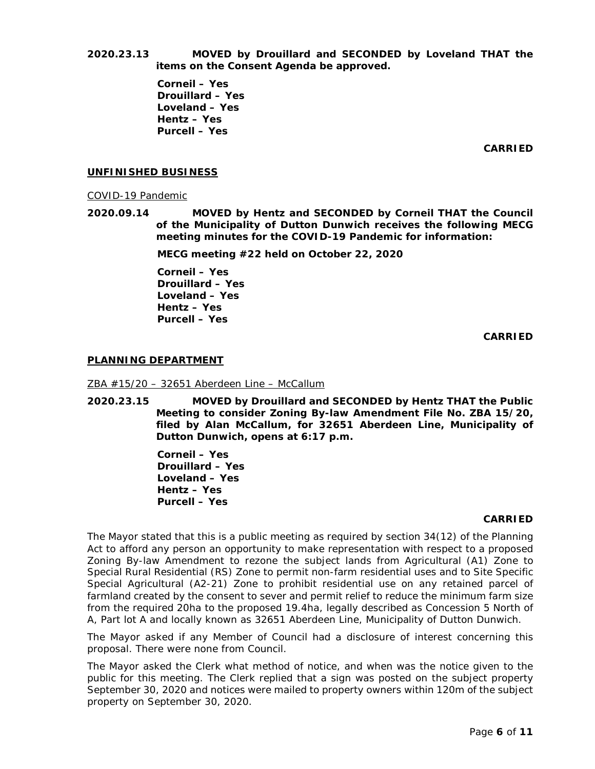**2020.23.13 MOVED by Drouillard and SECONDED by Loveland THAT the items on the Consent Agenda be approved.**

**Corneil – Yes**
**Drouillard – Yes**
**Loveland – Yes**
**Hentz – Yes**
**Purcell – Yes**

**CARRIED**

## UNFINISHED BUSINESS

COVID-19 Pandemic

**2020.09.14 MOVED by Hentz and SECONDED by Corneil THAT the Council of the Municipality of Dutton Dunwich receives the following MECG meeting minutes for the COVID-19 Pandemic for information:**

**MECG meeting #22 held on October 22, 2020**

**Corneil – Yes**
**Drouillard – Yes**
**Loveland – Yes**
**Hentz – Yes**
**Purcell – Yes**

**CARRIED**

## PLANNING DEPARTMENT

ZBA #15/20 – 32651 Aberdeen Line – McCallum

**2020.23.15 MOVED by Drouillard and SECONDED by Hentz THAT the Public Meeting to consider Zoning By-law Amendment File No. ZBA 15/20, filed by Alan McCallum, for 32651 Aberdeen Line, Municipality of Dutton Dunwich, opens at 6:17 p.m.**

**Corneil – Yes**
**Drouillard – Yes**
**Loveland – Yes**
**Hentz – Yes**
**Purcell – Yes**

**CARRIED**

The Mayor stated that this is a public meeting as required by section 34(12) of the Planning Act to afford any person an opportunity to make representation with respect to a proposed Zoning By-law Amendment to rezone the subject lands from Agricultural (A1) Zone to Special Rural Residential (RS) Zone to permit non-farm residential uses and to Site Specific Special Agricultural (A2-21) Zone to prohibit residential use on any retained parcel of farmland created by the consent to sever and permit relief to reduce the minimum farm size from the required 20ha to the proposed 19.4ha, legally described as Concession 5 North of A, Part lot A and locally known as 32651 Aberdeen Line, Municipality of Dutton Dunwich.

The Mayor asked if any Member of Council had a disclosure of interest concerning this proposal. There were none from Council.

The Mayor asked the Clerk what method of notice, and when was the notice given to the public for this meeting. The Clerk replied that a sign was posted on the subject property September 30, 2020 and notices were mailed to property owners within 120m of the subject property on September 30, 2020.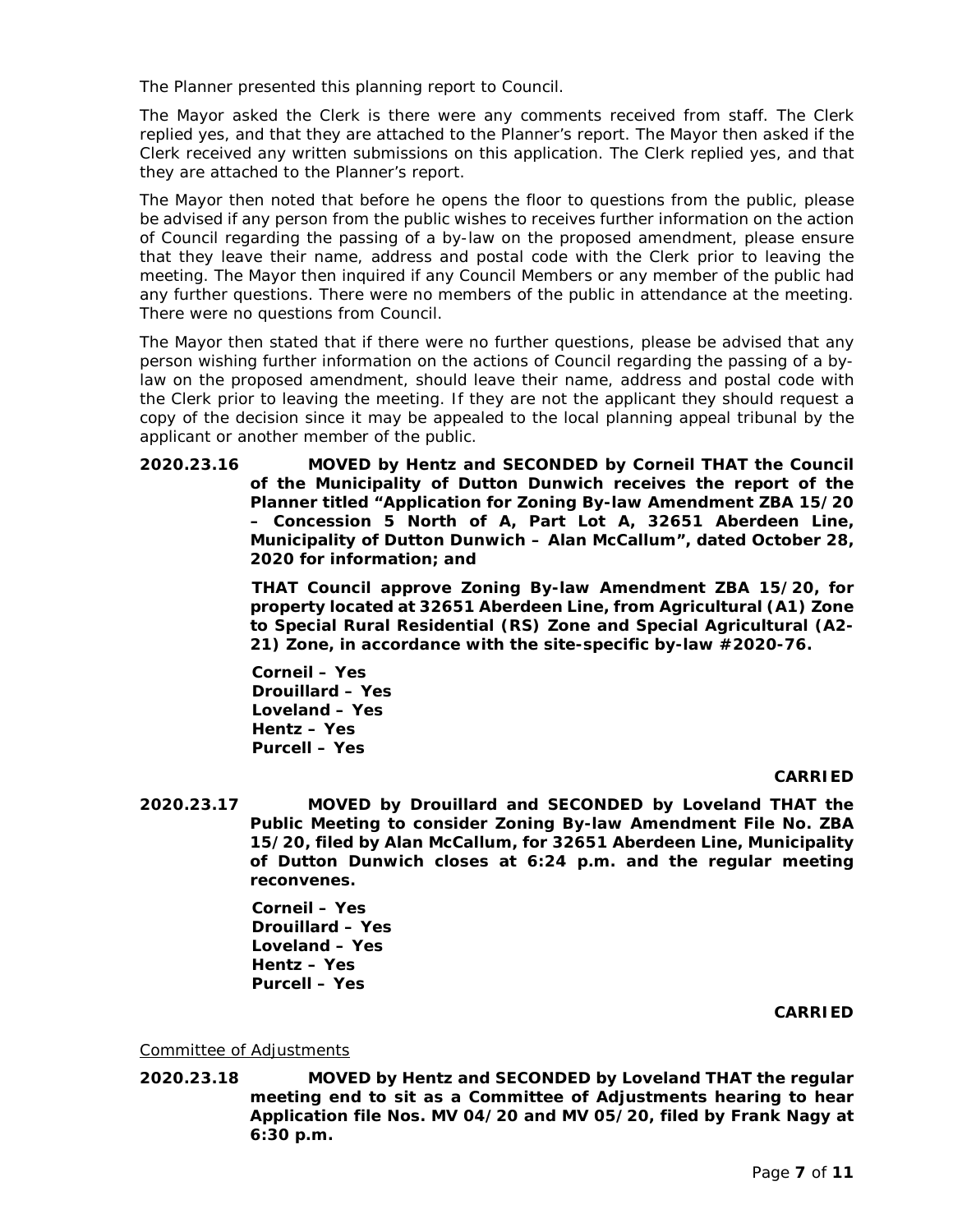The Planner presented this planning report to Council.

The Mayor asked the Clerk is there were any comments received from staff. The Clerk replied yes, and that they are attached to the Planner's report. The Mayor then asked if the Clerk received any written submissions on this application. The Clerk replied yes, and that they are attached to the Planner's report.

The Mayor then noted that before he opens the floor to questions from the public, please be advised if any person from the public wishes to receives further information on the action of Council regarding the passing of a by-law on the proposed amendment, please ensure that they leave their name, address and postal code with the Clerk prior to leaving the meeting. The Mayor then inquired if any Council Members or any member of the public had any further questions. There were no members of the public in attendance at the meeting. There were no questions from Council.

The Mayor then stated that if there were no further questions, please be advised that any person wishing further information on the actions of Council regarding the passing of a by-law on the proposed amendment, should leave their name, address and postal code with the Clerk prior to leaving the meeting. If they are not the applicant they should request a copy of the decision since it may be appealed to the local planning appeal tribunal by the applicant or another member of the public.

**2020.23.16 MOVED by Hentz and SECONDED by Corneil THAT the Council of the Municipality of Dutton Dunwich receives the report of the Planner titled "Application for Zoning By-law Amendment ZBA 15/20 – Concession 5 North of A, Part Lot A, 32651 Aberdeen Line, Municipality of Dutton Dunwich – Alan McCallum", dated October 28, 2020 for information; and**

**THAT Council approve Zoning By-law Amendment ZBA 15/20, for property located at 32651 Aberdeen Line, from Agricultural (A1) Zone to Special Rural Residential (RS) Zone and Special Agricultural (A2-21) Zone, in accordance with the site-specific by-law #2020-76.**

**Corneil – Yes**
**Drouillard – Yes**
**Loveland – Yes**
**Hentz – Yes**
**Purcell – Yes**

**CARRIED**

**2020.23.17 MOVED by Drouillard and SECONDED by Loveland THAT the Public Meeting to consider Zoning By-law Amendment File No. ZBA 15/20, filed by Alan McCallum, for 32651 Aberdeen Line, Municipality of Dutton Dunwich closes at 6:24 p.m. and the regular meeting reconvenes.**

**Corneil – Yes**
**Drouillard – Yes**
**Loveland – Yes**
**Hentz – Yes**
**Purcell – Yes**

**CARRIED**

Committee of Adjustments

**2020.23.18 MOVED by Hentz and SECONDED by Loveland THAT the regular meeting end to sit as a Committee of Adjustments hearing to hear Application file Nos. MV 04/20 and MV 05/20, filed by Frank Nagy at 6:30 p.m.**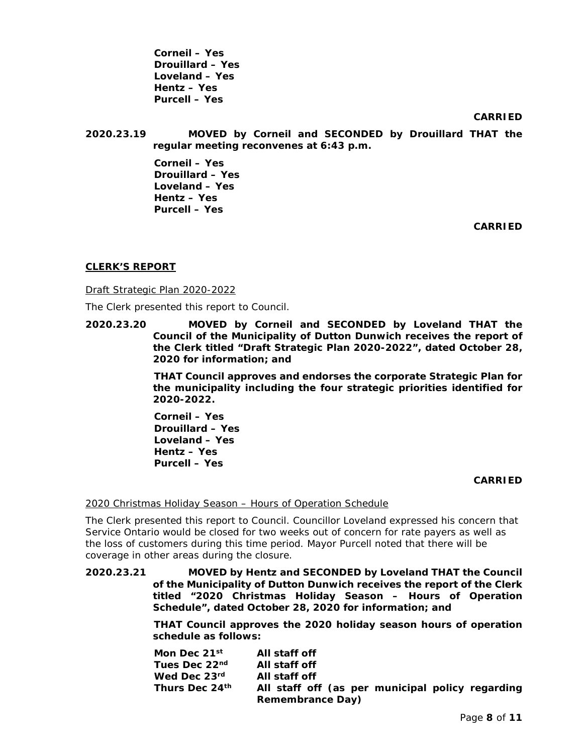**Corneil – Yes**
**Drouillard – Yes**
**Loveland – Yes**
**Hentz – Yes**
**Purcell – Yes**

**CARRIED**

**2020.23.19 MOVED by Corneil and SECONDED by Drouillard THAT the regular meeting reconvenes at 6:43 p.m.**

**Corneil – Yes**
**Drouillard – Yes**
**Loveland – Yes**
**Hentz – Yes**
**Purcell – Yes**

**CARRIED**

## CLERK'S REPORT

Draft Strategic Plan 2020-2022

The Clerk presented this report to Council.

**2020.23.20 MOVED by Corneil and SECONDED by Loveland THAT the Council of the Municipality of Dutton Dunwich receives the report of the Clerk titled "Draft Strategic Plan 2020-2022", dated October 28, 2020 for information; and**

**THAT Council approves and endorses the corporate Strategic Plan for the municipality including the four strategic priorities identified for 2020-2022.**

**Corneil – Yes**
**Drouillard – Yes**
**Loveland – Yes**
**Hentz – Yes**
**Purcell – Yes**

**CARRIED**

2020 Christmas Holiday Season – Hours of Operation Schedule

The Clerk presented this report to Council. Councillor Loveland expressed his concern that Service Ontario would be closed for two weeks out of concern for rate payers as well as the loss of customers during this time period. Mayor Purcell noted that there will be coverage in other areas during the closure.

**2020.23.21 MOVED by Hentz and SECONDED by Loveland THAT the Council of the Municipality of Dutton Dunwich receives the report of the Clerk titled "2020 Christmas Holiday Season – Hours of Operation Schedule", dated October 28, 2020 for information; and**

**THAT Council approves the 2020 holiday season hours of operation schedule as follows:**

| | |
|---|---|
| **Mon Dec 21st** | **All staff off** |
| **Tues Dec 22nd** | **All staff off** |
| **Wed Dec 23rd** | **All staff off** |
| **Thurs Dec 24th** | **All staff off (as per municipal policy regarding Remembrance Day)** |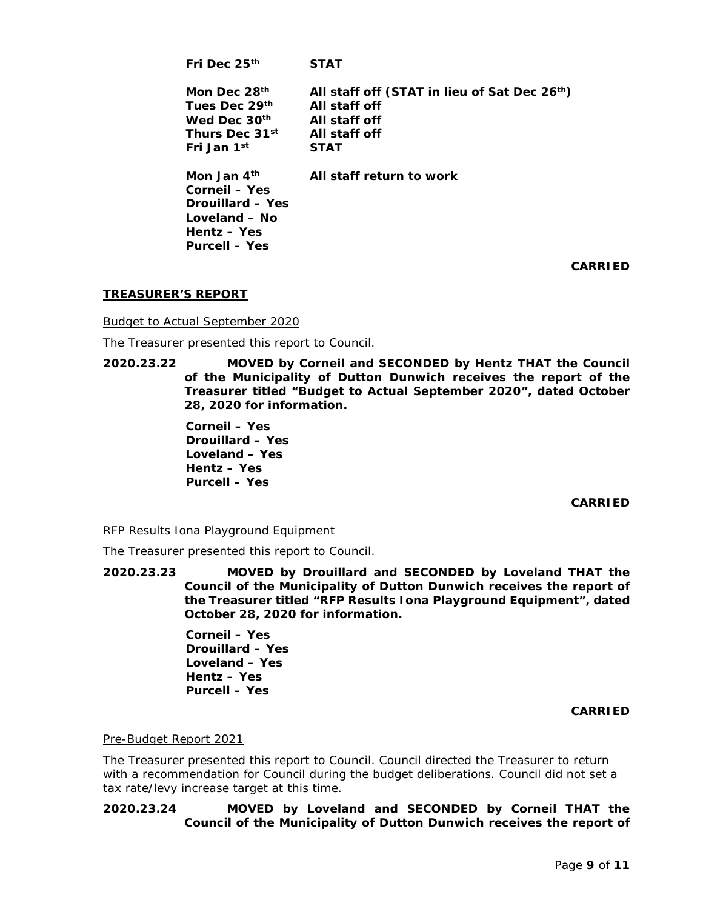**Fri Dec 25th STAT**

**Mon Dec 28th All staff off (STAT in lieu of Sat Dec 26th)**
**Tues Dec 29th All staff off**
**Wed Dec 30th All staff off**
**Thurs Dec 31st All staff off**
**Fri Jan 1st STAT**

**Mon Jan 4th All staff return to work**

**Corneil – Yes**
**Drouillard – Yes**
**Loveland – No**
**Hentz – Yes**
**Purcell – Yes**

**CARRIED**

## TREASURER'S REPORT

Budget to Actual September 2020

The Treasurer presented this report to Council.

**2020.23.22 MOVED by Corneil and SECONDED by Hentz THAT the Council of the Municipality of Dutton Dunwich receives the report of the Treasurer titled "Budget to Actual September 2020", dated October 28, 2020 for information.**

**Corneil – Yes**
**Drouillard – Yes**
**Loveland – Yes**
**Hentz – Yes**
**Purcell – Yes**

**CARRIED**

RFP Results Iona Playground Equipment

The Treasurer presented this report to Council.

**2020.23.23 MOVED by Drouillard and SECONDED by Loveland THAT the Council of the Municipality of Dutton Dunwich receives the report of the Treasurer titled "RFP Results Iona Playground Equipment", dated October 28, 2020 for information.**

**Corneil – Yes**
**Drouillard – Yes**
**Loveland – Yes**
**Hentz – Yes**
**Purcell – Yes**

**CARRIED**

Pre-Budget Report 2021

The Treasurer presented this report to Council. Council directed the Treasurer to return with a recommendation for Council during the budget deliberations. Council did not set a tax rate/levy increase target at this time.

**2020.23.24 MOVED by Loveland and SECONDED by Corneil THAT the Council of the Municipality of Dutton Dunwich receives the report of**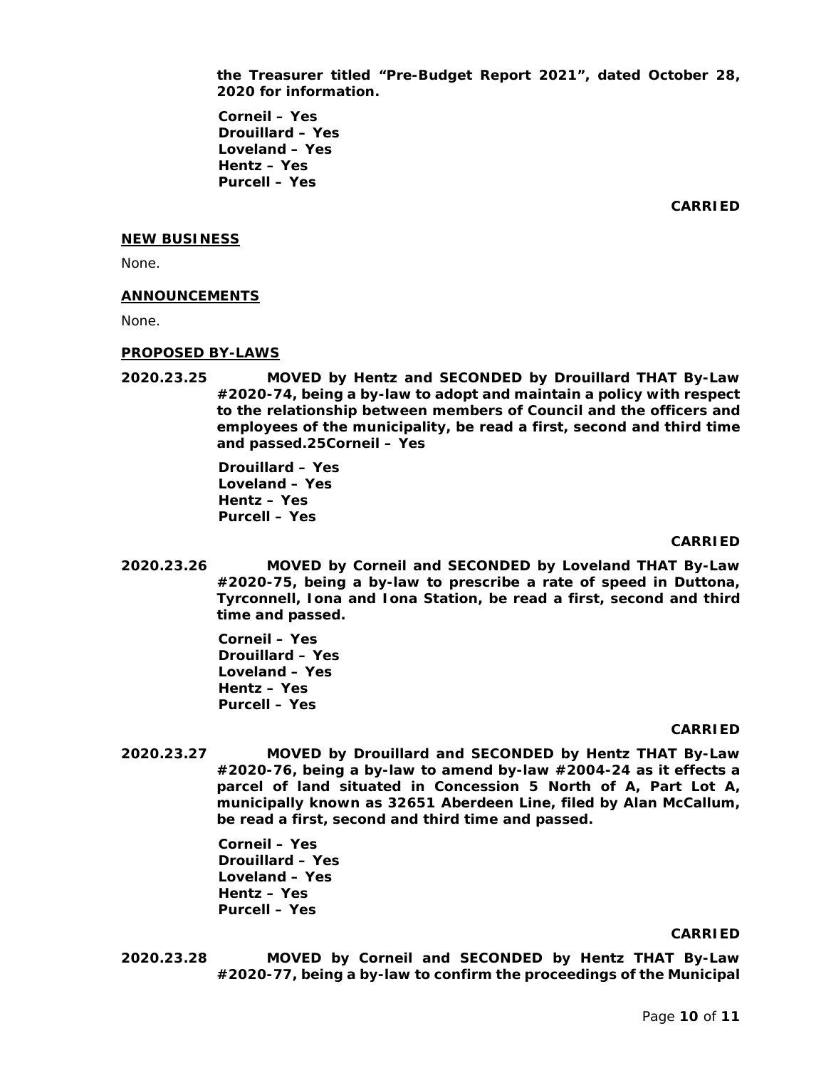**the Treasurer titled "Pre-Budget Report 2021", dated October 28, 2020 for information.**

**Corneil – Yes**
**Drouillard – Yes**
**Loveland – Yes**
**Hentz – Yes**
**Purcell – Yes**

**CARRIED**

## NEW BUSINESS

None.

## ANNOUNCEMENTS

None.

## PROPOSED BY-LAWS

**2020.23.25 MOVED by Hentz and SECONDED by Drouillard THAT By-Law #2020-74, being a by-law to adopt and maintain a policy with respect to the relationship between members of Council and the officers and employees of the municipality, be read a first, second and third time and passed.25Corneil – Yes**

**Drouillard – Yes**
**Loveland – Yes**
**Hentz – Yes**
**Purcell – Yes**

**CARRIED**

**2020.23.26 MOVED by Corneil and SECONDED by Loveland THAT By-Law #2020-75, being a by-law to prescribe a rate of speed in Duttona, Tyrconnell, Iona and Iona Station, be read a first, second and third time and passed.**

**Corneil – Yes**
**Drouillard – Yes**
**Loveland – Yes**
**Hentz – Yes**
**Purcell – Yes**

**CARRIED**

**2020.23.27 MOVED by Drouillard and SECONDED by Hentz THAT By-Law #2020-76, being a by-law to amend by-law #2004-24 as it effects a parcel of land situated in Concession 5 North of A, Part Lot A, municipally known as 32651 Aberdeen Line, filed by Alan McCallum, be read a first, second and third time and passed.**

**Corneil – Yes**
**Drouillard – Yes**
**Loveland – Yes**
**Hentz – Yes**
**Purcell – Yes**

**CARRIED**

**2020.23.28 MOVED by Corneil and SECONDED by Hentz THAT By-Law #2020-77, being a by-law to confirm the proceedings of the Municipal**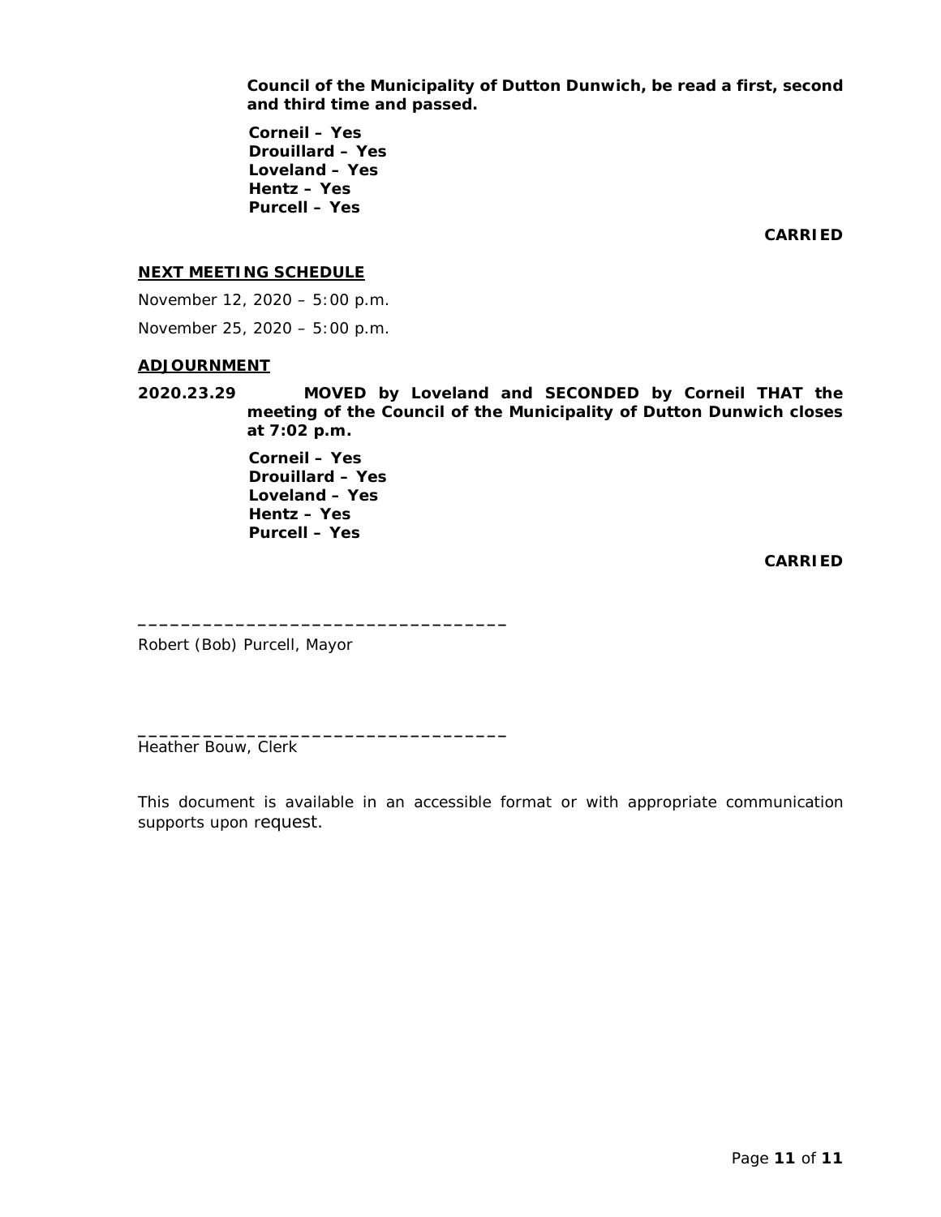**Council of the Municipality of Dutton Dunwich, be read a first, second and third time and passed.**

**Corneil – Yes**
**Drouillard – Yes**
**Loveland – Yes**
**Hentz – Yes**
**Purcell – Yes**

**CARRIED**

## NEXT MEETING SCHEDULE

November 12, 2020 – 5:00 p.m.

November 25, 2020 – 5:00 p.m.

## ADJOURNMENT

**2020.23.29 MOVED by Loveland and SECONDED by Corneil THAT the meeting of the Council of the Municipality of Dutton Dunwich closes at 7:02 p.m.**

**Corneil – Yes**
**Drouillard – Yes**
**Loveland – Yes**
**Hentz – Yes**
**Purcell – Yes**

**CARRIED**

_________________________________
Robert (Bob) Purcell, Mayor

_________________________________
Heather Bouw, Clerk

This document is available in an accessible format or with appropriate communication supports upon request.